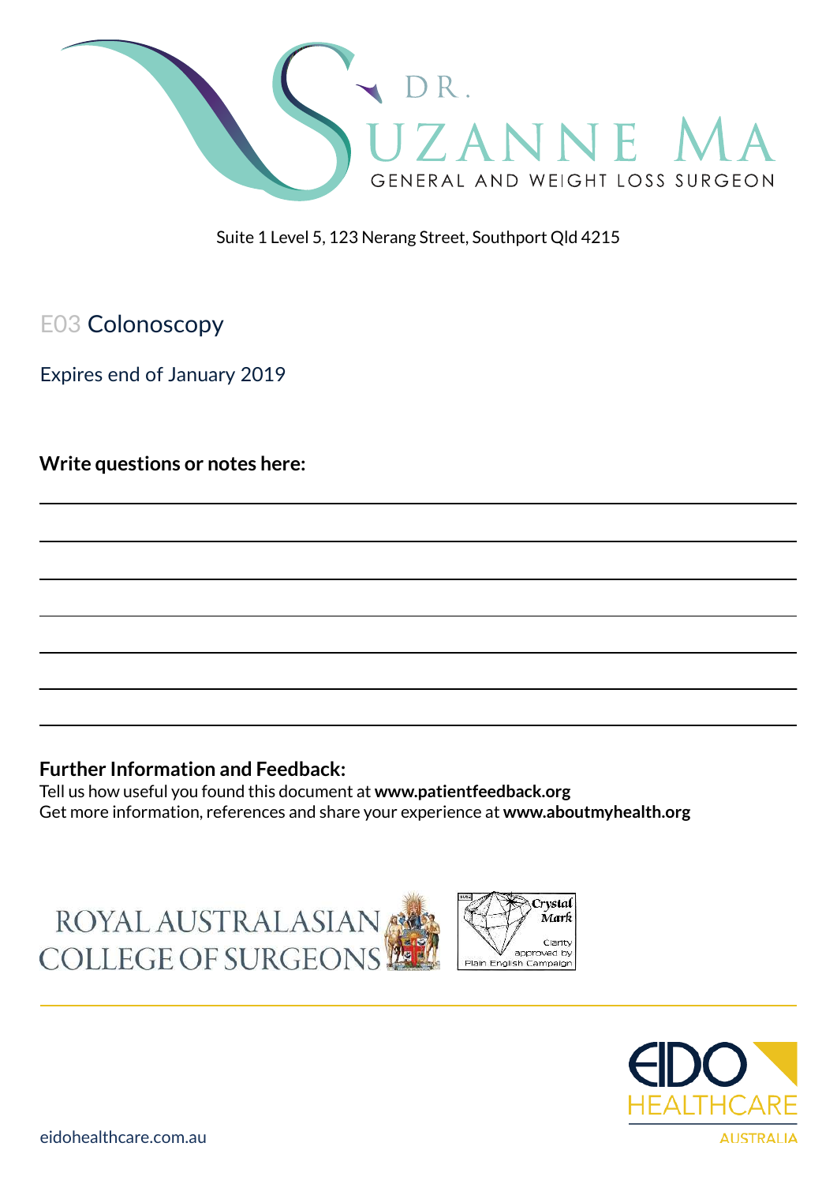DR. SUZANNE MA

GENERAL AND WEIGHT LOSS SURGEON

Suite 1 Level 5, 123 Nerang Street, Southport Qld 4215

# E03 Colonoscopy

Expires end of January 2019

**Write questions or notes here:**

**Further Information and Feedback:**

Tell us how useful you found this document at **www.patientfeedback.org**

Get more information, references and share your experience at **www.aboutmyhealth.org**

ROYAL AUSTRALASIAN COLLEGE OF SURGEONS

Crystal Mark — Clarity approved by Plain English Campaign

EIDO HEALTHCARE AUSTRALIA

eidohealthcare.com.au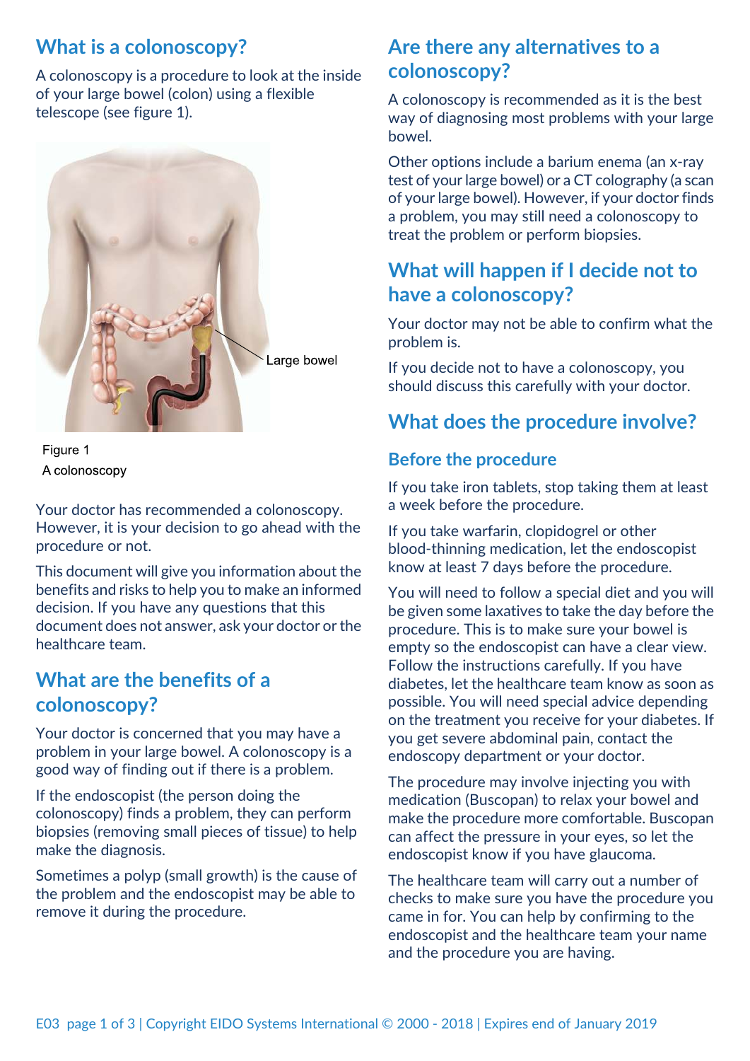## What is a colonoscopy?

A colonoscopy is a procedure to look at the inside of your large bowel (colon) using a flexible telescope (see figure 1).

Large bowel

Figure 1
A colonoscopy

Your doctor has recommended a colonoscopy. However, it is your decision to go ahead with the procedure or not.

This document will give you information about the benefits and risks to help you to make an informed decision. If you have any questions that this document does not answer, ask your doctor or the healthcare team.

## What are the benefits of a colonoscopy?

Your doctor is concerned that you may have a problem in your large bowel. A colonoscopy is a good way of finding out if there is a problem.

If the endoscopist (the person doing the colonoscopy) finds a problem, they can perform biopsies (removing small pieces of tissue) to help make the diagnosis.

Sometimes a polyp (small growth) is the cause of the problem and the endoscopist may be able to remove it during the procedure.

## Are there any alternatives to a colonoscopy?

A colonoscopy is recommended as it is the best way of diagnosing most problems with your large bowel.

Other options include a barium enema (an x-ray test of your large bowel) or a CT colography (a scan of your large bowel). However, if your doctor finds a problem, you may still need a colonoscopy to treat the problem or perform biopsies.

## What will happen if I decide not to have a colonoscopy?

Your doctor may not be able to confirm what the problem is.

If you decide not to have a colonoscopy, you should discuss this carefully with your doctor.

## What does the procedure involve?

### Before the procedure

If you take iron tablets, stop taking them at least a week before the procedure.

If you take warfarin, clopidogrel or other blood-thinning medication, let the endoscopist know at least 7 days before the procedure.

You will need to follow a special diet and you will be given some laxatives to take the day before the procedure. This is to make sure your bowel is empty so the endoscopist can have a clear view. Follow the instructions carefully. If you have diabetes, let the healthcare team know as soon as possible. You will need special advice depending on the treatment you receive for your diabetes. If you get severe abdominal pain, contact the endoscopy department or your doctor.

The procedure may involve injecting you with medication (Buscopan) to relax your bowel and make the procedure more comfortable. Buscopan can affect the pressure in your eyes, so let the endoscopist know if you have glaucoma.

The healthcare team will carry out a number of checks to make sure you have the procedure you came in for. You can help by confirming to the endoscopist and the healthcare team your name and the procedure you are having.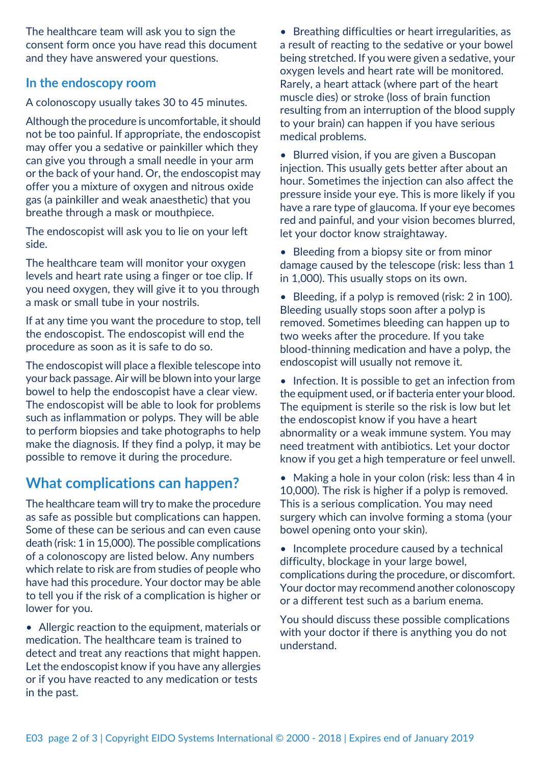The healthcare team will ask you to sign the consent form once you have read this document and they have answered your questions.

### In the endoscopy room

A colonoscopy usually takes 30 to 45 minutes.

Although the procedure is uncomfortable, it should not be too painful. If appropriate, the endoscopist may offer you a sedative or painkiller which they can give you through a small needle in your arm or the back of your hand. Or, the endoscopist may offer you a mixture of oxygen and nitrous oxide gas (a painkiller and weak anaesthetic) that you breathe through a mask or mouthpiece.

The endoscopist will ask you to lie on your left side.

The healthcare team will monitor your oxygen levels and heart rate using a finger or toe clip. If you need oxygen, they will give it to you through a mask or small tube in your nostrils.

If at any time you want the procedure to stop, tell the endoscopist. The endoscopist will end the procedure as soon as it is safe to do so.

The endoscopist will place a flexible telescope into your back passage. Air will be blown into your large bowel to help the endoscopist have a clear view. The endoscopist will be able to look for problems such as inflammation or polyps. They will be able to perform biopsies and take photographs to help make the diagnosis. If they find a polyp, it may be possible to remove it during the procedure.

## What complications can happen?

The healthcare team will try to make the procedure as safe as possible but complications can happen. Some of these can be serious and can even cause death (risk: 1 in 15,000). The possible complications of a colonoscopy are listed below. Any numbers which relate to risk are from studies of people who have had this procedure. Your doctor may be able to tell you if the risk of a complication is higher or lower for you.

- Allergic reaction to the equipment, materials or medication. The healthcare team is trained to detect and treat any reactions that might happen. Let the endoscopist know if you have any allergies or if you have reacted to any medication or tests in the past.
- Breathing difficulties or heart irregularities, as a result of reacting to the sedative or your bowel being stretched. If you were given a sedative, your oxygen levels and heart rate will be monitored. Rarely, a heart attack (where part of the heart muscle dies) or stroke (loss of brain function resulting from an interruption of the blood supply to your brain) can happen if you have serious medical problems.
- Blurred vision, if you are given a Buscopan injection. This usually gets better after about an hour. Sometimes the injection can also affect the pressure inside your eye. This is more likely if you have a rare type of glaucoma. If your eye becomes red and painful, and your vision becomes blurred, let your doctor know straightaway.
- Bleeding from a biopsy site or from minor damage caused by the telescope (risk: less than 1 in 1,000). This usually stops on its own.
- Bleeding, if a polyp is removed (risk: 2 in 100). Bleeding usually stops soon after a polyp is removed. Sometimes bleeding can happen up to two weeks after the procedure. If you take blood-thinning medication and have a polyp, the endoscopist will usually not remove it.
- Infection. It is possible to get an infection from the equipment used, or if bacteria enter your blood. The equipment is sterile so the risk is low but let the endoscopist know if you have a heart abnormality or a weak immune system. You may need treatment with antibiotics. Let your doctor know if you get a high temperature or feel unwell.
- Making a hole in your colon (risk: less than 4 in 10,000). The risk is higher if a polyp is removed. This is a serious complication. You may need surgery which can involve forming a stoma (your bowel opening onto your skin).
- Incomplete procedure caused by a technical difficulty, blockage in your large bowel, complications during the procedure, or discomfort. Your doctor may recommend another colonoscopy or a different test such as a barium enema.

You should discuss these possible complications with your doctor if there is anything you do not understand.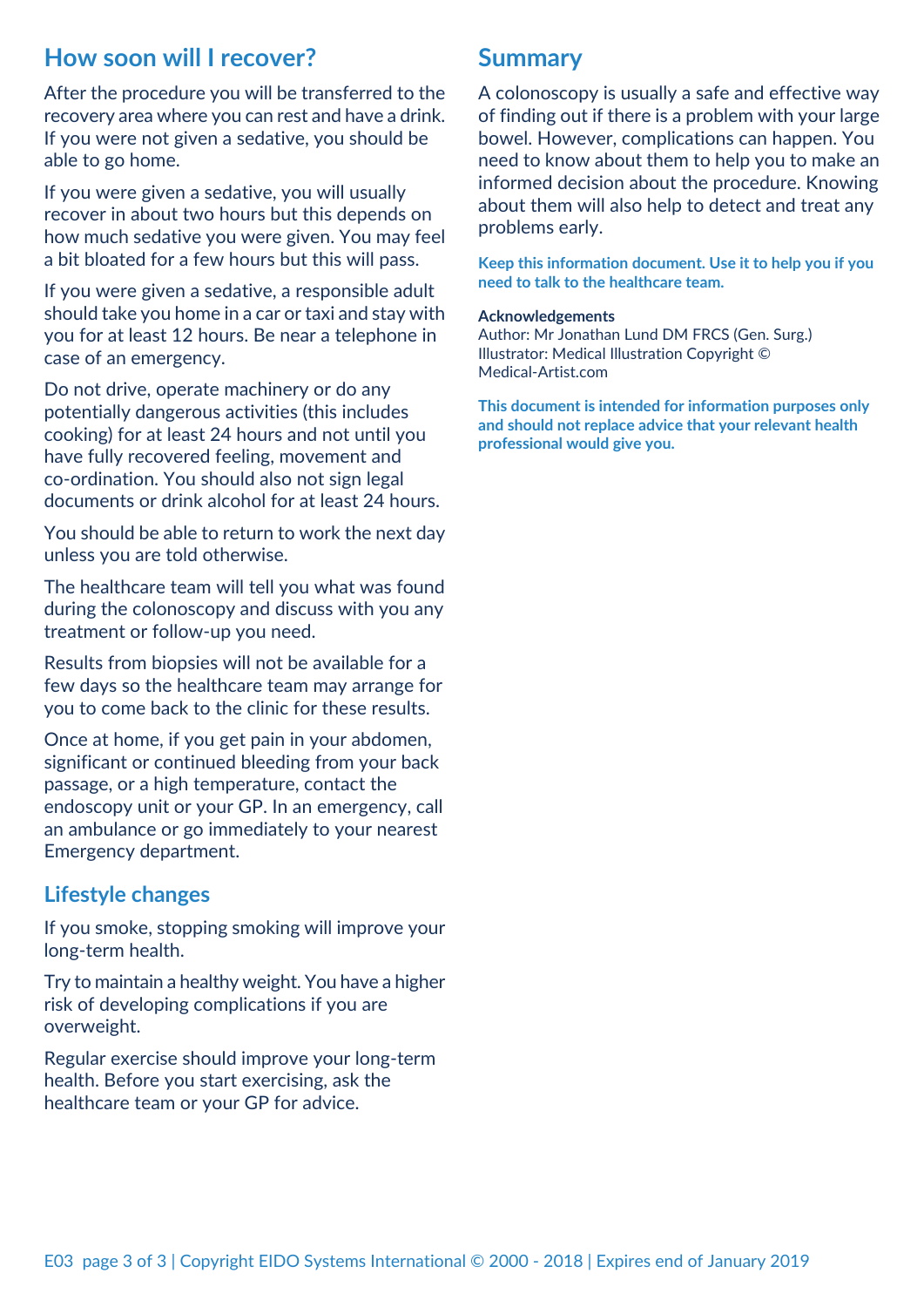## How soon will I recover?

After the procedure you will be transferred to the recovery area where you can rest and have a drink. If you were not given a sedative, you should be able to go home.

If you were given a sedative, you will usually recover in about two hours but this depends on how much sedative you were given. You may feel a bit bloated for a few hours but this will pass.

If you were given a sedative, a responsible adult should take you home in a car or taxi and stay with you for at least 12 hours. Be near a telephone in case of an emergency.

Do not drive, operate machinery or do any potentially dangerous activities (this includes cooking) for at least 24 hours and not until you have fully recovered feeling, movement and co-ordination. You should also not sign legal documents or drink alcohol for at least 24 hours.

You should be able to return to work the next day unless you are told otherwise.

The healthcare team will tell you what was found during the colonoscopy and discuss with you any treatment or follow-up you need.

Results from biopsies will not be available for a few days so the healthcare team may arrange for you to come back to the clinic for these results.

Once at home, if you get pain in your abdomen, significant or continued bleeding from your back passage, or a high temperature, contact the endoscopy unit or your GP. In an emergency, call an ambulance or go immediately to your nearest Emergency department.

## Lifestyle changes

If you smoke, stopping smoking will improve your long-term health.

Try to maintain a healthy weight. You have a higher risk of developing complications if you are overweight.

Regular exercise should improve your long-term health. Before you start exercising, ask the healthcare team or your GP for advice.

## Summary

A colonoscopy is usually a safe and effective way of finding out if there is a problem with your large bowel. However, complications can happen. You need to know about them to help you to make an informed decision about the procedure. Knowing about them will also help to detect and treat any problems early.

**Keep this information document. Use it to help you if you need to talk to the healthcare team.**

**Acknowledgements**
Author: Mr Jonathan Lund DM FRCS (Gen. Surg.)
Illustrator: Medical Illustration Copyright © Medical-Artist.com

**This document is intended for information purposes only and should not replace advice that your relevant health professional would give you.**